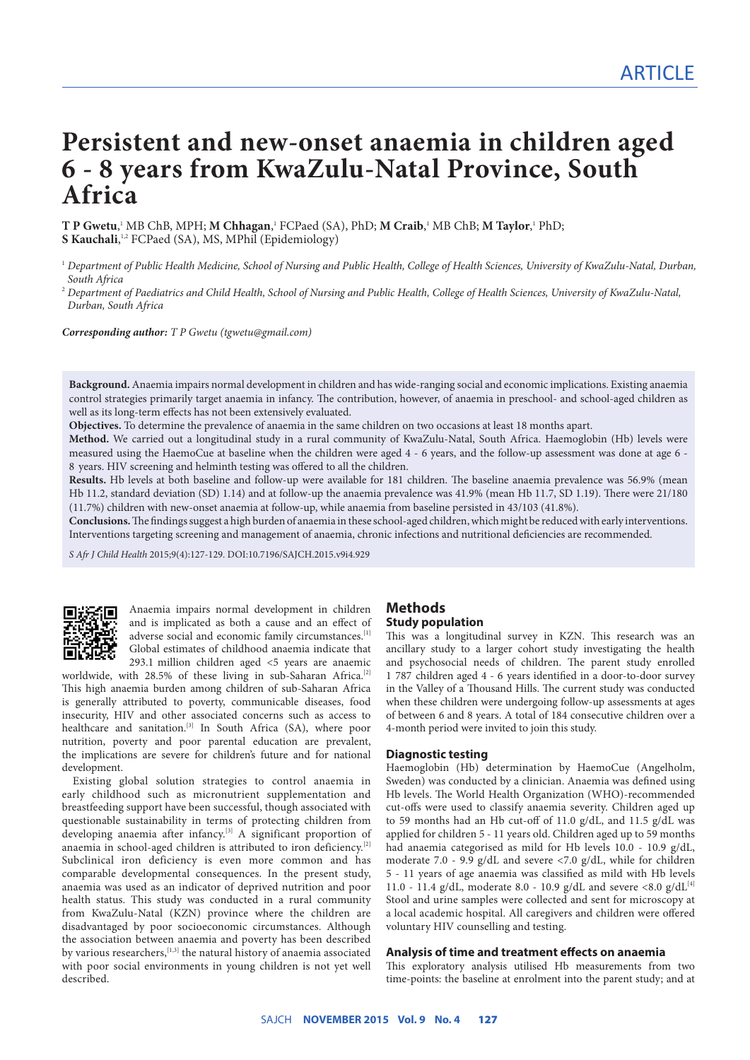ARTICLE

# Persistent and new-onset anaemia in children aged 6 - 8 years from KwaZulu-Natal Province, South Africa

**T P Gwetu**,[1] MB ChB, MPH; **M Chhagan**,[1] FCPaed (SA), PhD; **M Craib**,[1] MB ChB; **M Taylor**,[1] PhD; **S Kauchali**,[1,2] FCPaed (SA), MS, MPhil (Epidemiology)

[1] *Department of Public Health Medicine, School of Nursing and Public Health, College of Health Sciences, University of KwaZulu-Natal, Durban, South Africa*

[2] *Department of Paediatrics and Child Health, School of Nursing and Public Health, College of Health Sciences, University of KwaZulu-Natal, Durban, South Africa*

***Corresponding author:*** *T P Gwetu (tgwetu@gmail.com)*

**Background.** Anaemia impairs normal development in children and has wide-ranging social and economic implications. Existing anaemia control strategies primarily target anaemia in infancy. The contribution, however, of anaemia in preschool- and school-aged children as well as its long-term effects has not been extensively evaluated.

**Objectives.** To determine the prevalence of anaemia in the same children on two occasions at least 18 months apart.

**Method.** We carried out a longitudinal study in a rural community of KwaZulu-Natal, South Africa. Haemoglobin (Hb) levels were measured using the HaemoCue at baseline when the children were aged 4 - 6 years, and the follow-up assessment was done at age 6 - 8 years. HIV screening and helminth testing was offered to all the children.

**Results.** Hb levels at both baseline and follow-up were available for 181 children. The baseline anaemia prevalence was 56.9% (mean Hb 11.2, standard deviation (SD) 1.14) and at follow-up the anaemia prevalence was 41.9% (mean Hb 11.7, SD 1.19). There were 21/180 (11.7%) children with new-onset anaemia at follow-up, while anaemia from baseline persisted in 43/103 (41.8%).

**Conclusions.** The findings suggest a high burden of anaemia in these school-aged children, which might be reduced with early interventions. Interventions targeting screening and management of anaemia, chronic infections and nutritional deficiencies are recommended.

*S Afr J Child Health* 2015;9(4):127-129. DOI:10.7196/SAJCH.2015.v9i4.929

Anaemia impairs normal development in children and is implicated as both a cause and an effect of adverse social and economic family circumstances.[1] Global estimates of childhood anaemia indicate that 293.1 million children aged <5 years are anaemic worldwide, with 28.5% of these living in sub-Saharan Africa.[2] This high anaemia burden among children of sub-Saharan Africa is generally attributed to poverty, communicable diseases, food insecurity, HIV and other associated concerns such as access to healthcare and sanitation.[3] In South Africa (SA), where poor nutrition, poverty and poor parental education are prevalent, the implications are severe for children's future and for national development.

Existing global solution strategies to control anaemia in early childhood such as micronutrient supplementation and breastfeeding support have been successful, though associated with questionable sustainability in terms of protecting children from developing anaemia after infancy.[3] A significant proportion of anaemia in school-aged children is attributed to iron deficiency.[2] Subclinical iron deficiency is even more common and has comparable developmental consequences. In the present study, anaemia was used as an indicator of deprived nutrition and poor health status. This study was conducted in a rural community from KwaZulu-Natal (KZN) province where the children are disadvantaged by poor socioeconomic circumstances. Although the association between anaemia and poverty has been described by various researchers,[1,3] the natural history of anaemia associated with poor social environments in young children is not yet well described.

## Methods

### Study population

This was a longitudinal survey in KZN. This research was an ancillary study to a larger cohort study investigating the health and psychosocial needs of children. The parent study enrolled 1 787 children aged 4 - 6 years identified in a door-to-door survey in the Valley of a Thousand Hills. The current study was conducted when these children were undergoing follow-up assessments at ages of between 6 and 8 years. A total of 184 consecutive children over a 4-month period were invited to join this study.

### Diagnostic testing

Haemoglobin (Hb) determination by HaemoCue (Angelholm, Sweden) was conducted by a clinician. Anaemia was defined using Hb levels. The World Health Organization (WHO)-recommended cut-offs were used to classify anaemia severity. Children aged up to 59 months had an Hb cut-off of 11.0 g/dL, and 11.5 g/dL was applied for children 5 - 11 years old. Children aged up to 59 months had anaemia categorised as mild for Hb levels 10.0 - 10.9 g/dL, moderate 7.0 - 9.9 g/dL and severe <7.0 g/dL, while for children 5 - 11 years of age anaemia was classified as mild with Hb levels 11.0 - 11.4 g/dL, moderate 8.0 - 10.9 g/dL and severe <8.0 g/dL[4] Stool and urine samples were collected and sent for microscopy at a local academic hospital. All caregivers and children were offered voluntary HIV counselling and testing.

### Analysis of time and treatment effects on anaemia

This exploratory analysis utilised Hb measurements from two time-points: the baseline at enrolment into the parent study; and at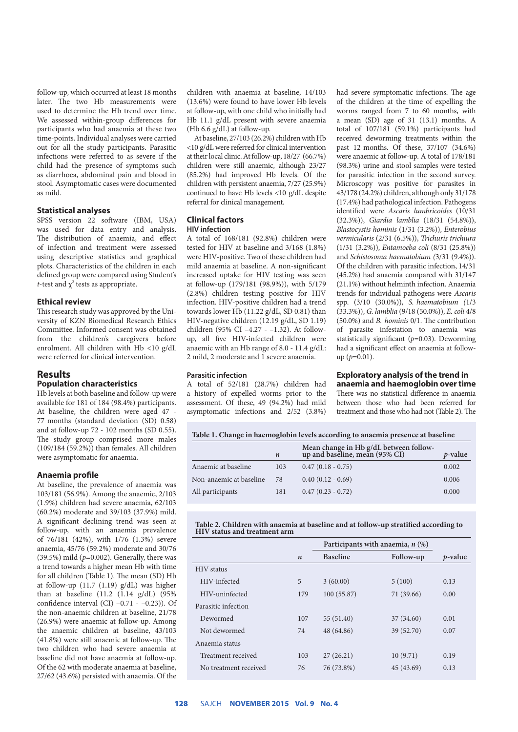follow-up, which occurred at least 18 months later. The two Hb measurements were used to determine the Hb trend over time. We assessed within-group differences for participants who had anaemia at these two time-points. Individual analyses were carried out for all the study participants. Parasitic infections were referred to as severe if the child had the presence of symptoms such as diarrhoea, abdominal pain and blood in stool. Asymptomatic cases were documented as mild.

### Statistical analyses

SPSS version 22 software (IBM, USA) was used for data entry and analysis. The distribution of anaemia, and effect of infection and treatment were assessed using descriptive statistics and graphical plots. Characteristics of the children in each defined group were compared using Student's *t*-test and $\chi^2$ tests as appropriate.

### Ethical review

This research study was approved by the University of KZN Biomedical Research Ethics Committee. Informed consent was obtained from the children's caregivers before enrolment. All children with Hb <10 g/dL were referred for clinical intervention.

## Results

### Population characteristics

Hb levels at both baseline and follow-up were available for 181 of 184 (98.4%) participants. At baseline, the children were aged 47 - 77 months (standard deviation (SD) 0.58) and at follow-up 72 - 102 months (SD 0.55). The study group comprised more males (109/184 (59.2%)) than females. All children were asymptomatic for anaemia.

### Anaemia profile

At baseline, the prevalence of anaemia was 103/181 (56.9%). Among the anaemic, 2/103 (1.9%) children had severe anaemia, 62/103 (60.2%) moderate and 39/103 (37.9%) mild. A significant declining trend was seen at follow-up, with an anaemia prevalence of 76/181 (42%), with 1/76 (1.3%) severe anaemia, 45/76 (59.2%) moderate and 30/76 (39.5%) mild ($p$=0.002). Generally, there was a trend towards a higher mean Hb with time for all children (Table 1). The mean (SD) Hb at follow-up (11.7 (1.19) g/dL) was higher than at baseline (11.2 (1.14 g/dL) (95% confidence interval (CI) −0.71 - −0.23)). Of the non-anaemic children at baseline, 21/78 (26.9%) were anaemic at follow-up. Among the anaemic children at baseline, 43/103 (41.8%) were still anaemic at follow-up. The two children who had severe anaemia at baseline did not have anaemia at follow-up. Of the 62 with moderate anaemia at baseline, 27/62 (43.6%) persisted with anaemia. Of the children with anaemia at baseline, 14/103 (13.6%) were found to have lower Hb levels at follow-up, with one child who initially had Hb 11.1 g/dL present with severe anaemia (Hb 6.6 g/dL) at follow-up.

At baseline, 27/103 (26.2%) children with Hb <10 g/dL were referred for clinical intervention at their local clinic. At follow-up, 18/27 (66.7%) children were still anaemic, although 23/27 (85.2%) had improved Hb levels. Of the children with persistent anaemia, 7/27 (25.9%) continued to have Hb levels <10 g/dL despite referral for clinical management.

### Clinical factors

#### HIV infection

A total of 168/181 (92.8%) children were tested for HIV at baseline and 3/168 (1.8%) were HIV-positive. Two of these children had mild anaemia at baseline. A non-significant increased uptake for HIV testing was seen at follow-up (179/181 (98.9%)), with 5/179 (2.8%) children testing positive for HIV infection. HIV-positive children had a trend towards lower Hb (11.22 g/dL, SD 0.81) than HIV-negative children (12.19 g/dL, SD 1.19) children (95% CI −4.27 - −1.32). At follow-up, all five HIV-infected children were anaemic with an Hb range of 8.0 - 11.4 g/dL: 2 mild, 2 moderate and 1 severe anaemia.

#### Parasitic infection

A total of 52/181 (28.7%) children had a history of expelled worms prior to the assessment. Of these, 49 (94.2%) had mild asymptomatic infections and 2/52 (3.8%) had severe symptomatic infections. The age of the children at the time of expelling the worms ranged from 7 to 60 months, with a mean (SD) age of 31 (13.1) months. A total of 107/181 (59.1%) participants had received deworming treatments within the past 12 months. Of these, 37/107 (34.6%) were anaemic at follow-up. A total of 178/181 (98.3%) urine and stool samples were tested for parasitic infection in the second survey. Microscopy was positive for parasites in 43/178 (24.2%) children, although only 31/178 (17.4%) had pathological infection. Pathogens identified were *Ascaris lumbricoides* (10/31 (32.3%)), *Giardia lamblia* (18/31 (54.8%)), *Blastocystis hominis* (1/31 (3.2%)), *Enterobius vermicularis* (2/31 (6.5%)), *Trichuris trichiura* (1/31 (3.2%)), *Entamoeba coli* (8/31 (25.8%)) and *Schistosoma haematobium* (3/31 (9.4%)). Of the children with parasitic infection, 14/31 (45.2%) had anaemia compared with 31/147 (21.1%) without helminth infection. Anaemia trends for individual pathogens were *Ascaris* spp. (3/10 (30.0%)), *S. haematobium* (1/3 (33.3%)), *G. lamblia* (9/18 (50.0%)), *E. coli* 4/8 (50.0%) and *B. hominis* 0/1. The contribution of parasite infestation to anaemia was statistically significant ($p$=0.03). Deworming had a significant effect on anaemia at follow-up ($p$=0.01).

### Exploratory analysis of the trend in anaemia and haemoglobin over time

There was no statistical difference in anaemia between those who had been referred for treatment and those who had not (Table 2). The

**Table 1. Change in haemoglobin levels according to anaemia presence at baseline**

| | *n* | Mean change in Hb g/dL between follow-up and baseline, mean (95% CI) | *p*-value |
|---|---|---|---|
| Anaemic at baseline | 103 | 0.47 (0.18 - 0.75) | 0.002 |
| Non-anaemic at baseline | 78 | 0.40 (0.12 - 0.69) | 0.006 |
| All participants | 181 | 0.47 (0.23 - 0.72) | 0.000 |

**Table 2. Children with anaemia at baseline and at follow-up stratified according to HIV status and treatment arm**

| | | Participants with anaemia, *n* (%) | | |
|---|---|---|---|---|
| | *n* | Baseline | Follow-up | *p*-value |
| HIV status | | | | |
| HIV-infected | 5 | 3 (60.00) | 5 (100) | 0.13 |
| HIV-uninfected | 179 | 100 (55.87) | 71 (39.66) | 0.00 |
| Parasitic infection | | | | |
| Dewormed | 107 | 55 (51.40) | 37 (34.60) | 0.01 |
| Not dewormed | 74 | 48 (64.86) | 39 (52.70) | 0.07 |
| Anaemia status | | | | |
| Treatment received | 103 | 27 (26.21) | 10 (9.71) | 0.19 |
| No treatment received | 76 | 76 (73.8%) | 45 (43.69) | 0.13 |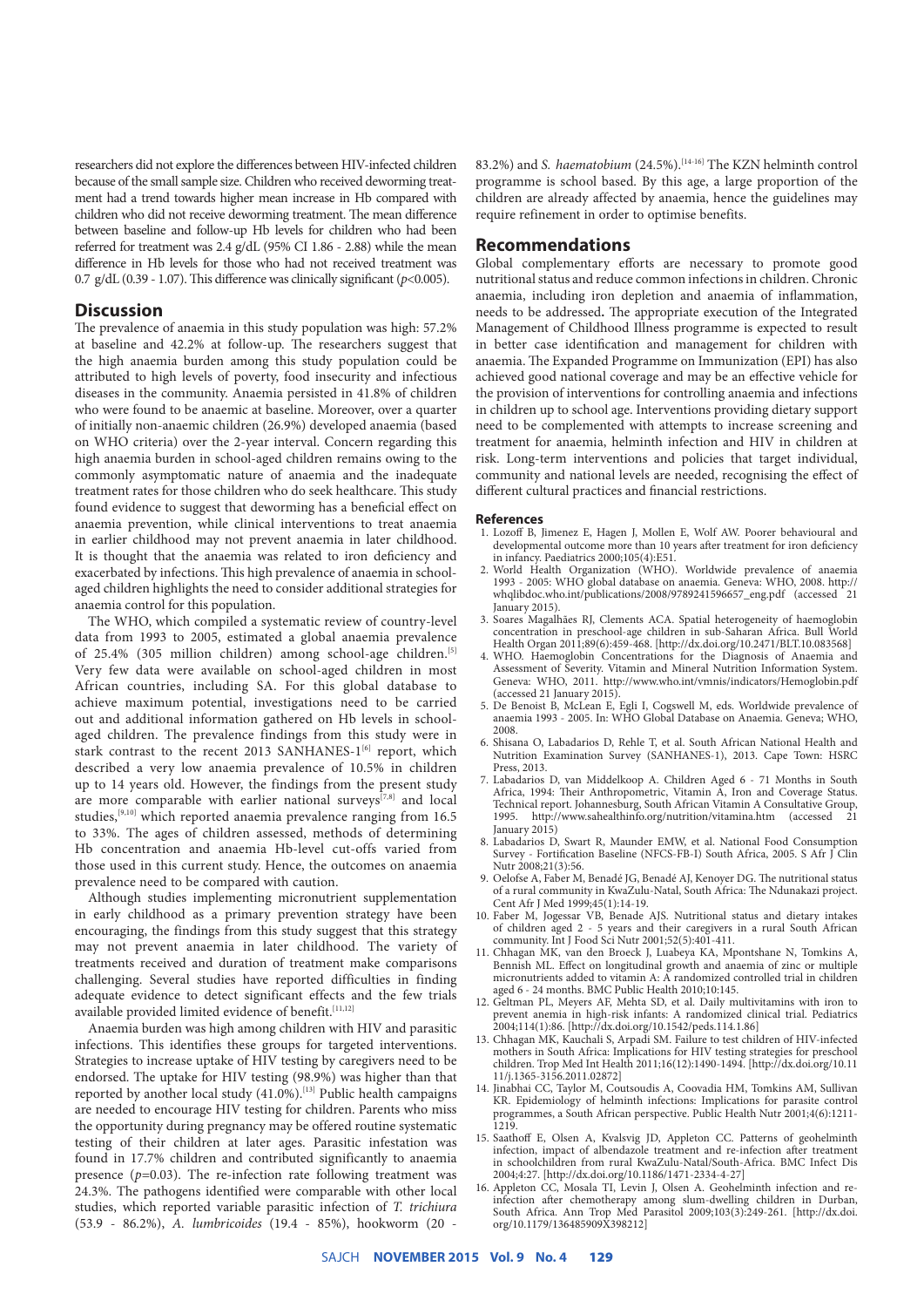researchers did not explore the differences between HIV-infected children because of the small sample size. Children who received deworming treatment had a trend towards higher mean increase in Hb compared with children who did not receive deworming treatment. The mean difference between baseline and follow-up Hb levels for children who had been referred for treatment was 2.4 g/dL (95% CI 1.86 - 2.88) while the mean difference in Hb levels for those who had not received treatment was 0.7 g/dL (0.39 - 1.07). This difference was clinically significant ($p$<0.005).

## Discussion

The prevalence of anaemia in this study population was high: 57.2% at baseline and 42.2% at follow-up. The researchers suggest that the high anaemia burden among this study population could be attributed to high levels of poverty, food insecurity and infectious diseases in the community. Anaemia persisted in 41.8% of children who were found to be anaemic at baseline. Moreover, over a quarter of initially non-anaemic children (26.9%) developed anaemia (based on WHO criteria) over the 2-year interval. Concern regarding this high anaemia burden in school-aged children remains owing to the commonly asymptomatic nature of anaemia and the inadequate treatment rates for those children who do seek healthcare. This study found evidence to suggest that deworming has a beneficial effect on anaemia prevention, while clinical interventions to treat anaemia in earlier childhood may not prevent anaemia in later childhood. It is thought that the anaemia was related to iron deficiency and exacerbated by infections. This high prevalence of anaemia in school-aged children highlights the need to consider additional strategies for anaemia control for this population.

The WHO, which compiled a systematic review of country-level data from 1993 to 2005, estimated a global anaemia prevalence of 25.4% (305 million children) among school-age children.[5] Very few data were available on school-aged children in most African countries, including SA. For this global database to achieve maximum potential, investigations need to be carried out and additional information gathered on Hb levels in school-aged children. The prevalence findings from this study were in stark contrast to the recent 2013 SANHANES-1[6] report, which described a very low anaemia prevalence of 10.5% in children up to 14 years old. However, the findings from the present study are more comparable with earlier national surveys[7,8] and local studies,[9,10] which reported anaemia prevalence ranging from 16.5 to 33%. The ages of children assessed, methods of determining Hb concentration and anaemia Hb-level cut-offs varied from those used in this current study. Hence, the outcomes on anaemia prevalence need to be compared with caution.

Although studies implementing micronutrient supplementation in early childhood as a primary prevention strategy have been encouraging, the findings from this study suggest that this strategy may not prevent anaemia in later childhood. The variety of treatments received and duration of treatment make comparisons challenging. Several studies have reported difficulties in finding adequate evidence to detect significant effects and the few trials available provided limited evidence of benefit.[11,12]

Anaemia burden was high among children with HIV and parasitic infections. This identifies these groups for targeted interventions. Strategies to increase uptake of HIV testing by caregivers need to be endorsed. The uptake for HIV testing (98.9%) was higher than that reported by another local study (41.0%).[13] Public health campaigns are needed to encourage HIV testing for children. Parents who miss the opportunity during pregnancy may be offered routine systematic testing of their children at later ages. Parasitic infestation was found in 17.7% children and contributed significantly to anaemia presence ($p$=0.03). The re-infection rate following treatment was 24.3%. The pathogens identified were comparable with other local studies, which reported variable parasitic infection of *T. trichiura* (53.9 - 86.2%), *A. lumbricoides* (19.4 - 85%), hookworm (20 - 83.2%) and *S. haematobium* (24.5%).[14-16] The KZN helminth control programme is school based. By this age, a large proportion of the children are already affected by anaemia, hence the guidelines may require refinement in order to optimise benefits.

## Recommendations

Global complementary efforts are necessary to promote good nutritional status and reduce common infections in children. Chronic anaemia, including iron depletion and anaemia of inflammation, needs to be addressed. The appropriate execution of the Integrated Management of Childhood Illness programme is expected to result in better case identification and management for children with anaemia. The Expanded Programme on Immunization (EPI) has also achieved good national coverage and may be an effective vehicle for the provision of interventions for controlling anaemia and infections in children up to school age. Interventions providing dietary support need to be complemented with attempts to increase screening and treatment for anaemia, helminth infection and HIV in children at risk. Long-term interventions and policies that target individual, community and national levels are needed, recognising the effect of different cultural practices and financial restrictions.

### References

1. Lozoff B, Jimenez E, Hagen J, Mollen E, Wolf AW. Poorer behavioural and developmental outcome more than 10 years after treatment for iron deficiency in infancy. Paediatrics 2000;105(4):E51.
2. World Health Organization (WHO). Worldwide prevalence of anaemia 1993 - 2005: WHO global database on anaemia. Geneva: WHO, 2008. http://whqlibdoc.who.int/publications/2008/9789241596657_eng.pdf (accessed 21 January 2015).
3. Soares Magalhães RJ, Clements ACA. Spatial heterogeneity of haemoglobin concentration in preschool-age children in sub-Saharan Africa. Bull World Health Organ 2011;89(6):459-468. [http://dx.doi.org/10.2471/BLT.10.083568]
4. WHO. Haemoglobin Concentrations for the Diagnosis of Anaemia and Assessment of Severity. Vitamin and Mineral Nutrition Information System. Geneva: WHO, 2011. http://www.who.int/vmnis/indicators/Hemoglobin.pdf (accessed 21 January 2015).
5. De Benoist B, McLean E, Egli I, Cogswell M, eds. Worldwide prevalence of anaemia 1993 - 2005. In: WHO Global Database on Anaemia. Geneva; WHO, 2008.
6. Shisana O, Labadarios D, Rehle T, et al. South African National Health and Nutrition Examination Survey (SANHANES-1), 2013. Cape Town: HSRC Press, 2013.
7. Labadarios D, van Middelkoop A. Children Aged 6 - 71 Months in South Africa, 1994: Their Anthropometric, Vitamin A, Iron and Coverage Status. Technical report. Johannesburg, South African Vitamin A Consultative Group, 1995. http://www.sahealthinfo.org/nutrition/vitamina.htm (accessed 21 January 2015)
8. Labadarios D, Swart R, Maunder EMW, et al. National Food Consumption Survey - Fortification Baseline (NFCS-FB-I) South Africa, 2005. S Afr J Clin Nutr 2008;21(3):56.
9. Oelofse A, Faber M, Benadé JG, Benadé AJ, Kenoyer DG. The nutritional status of a rural community in KwaZulu-Natal, South Africa: The Ndunakazi project. Cent Afr J Med 1999;45(1):14-19.
10. Faber M, Jogessar VB, Benade AJS. Nutritional status and dietary intakes of children aged 2 - 5 years and their caregivers in a rural South African community. Int J Food Sci Nutr 2001;52(5):401-411.
11. Chhagan MK, van den Broeck J, Luabeya KA, Mpontshane N, Tomkins A, Bennish ML. Effect on longitudinal growth and anaemia of zinc or multiple micronutrients added to vitamin A: A randomized controlled trial in children aged 6 - 24 months. BMC Public Health 2010;10:145.
12. Geltman PL, Meyers AF, Mehta SD, et al. Daily multivitamins with iron to prevent anemia in high-risk infants: A randomized clinical trial. Pediatrics 2004;114(1):86. [http://dx.doi.org/10.1542/peds.114.1.86]
13. Chhagan MK, Kauchali S, Arpadi SM. Failure to test children of HIV-infected mothers in South Africa: Implications for HIV testing strategies for preschool children. Trop Med Int Health 2011;16(12):1490-1494. [http://dx.doi.org/10.1111/j.1365-3156.2011.02872]
14. Jinabhai CC, Taylor M, Coutsoudis A, Coovadia HM, Tomkins AM, Sullivan KR. Epidemiology of helminth infections: Implications for parasite control programmes, a South African perspective. Public Health Nutr 2001;4(6):1211-1219.
15. Saathoff E, Olsen A, Kvalsvig JD, Appleton CC. Patterns of geohelminth infection, impact of albendazole treatment and re-infection after treatment in schoolchildren from rural KwaZulu-Natal/South-Africa. BMC Infect Dis 2004;4:27. [http://dx.doi.org/10.1186/1471-2334-4-27]
16. Appleton CC, Mosala TI, Levin J, Olsen A. Geohelminth infection and re-infection after chemotherapy among slum-dwelling children in Durban, South Africa. Ann Trop Med Parasitol 2009;103(3):249-261. [http://dx.doi.org/10.1179/136485909X398212]